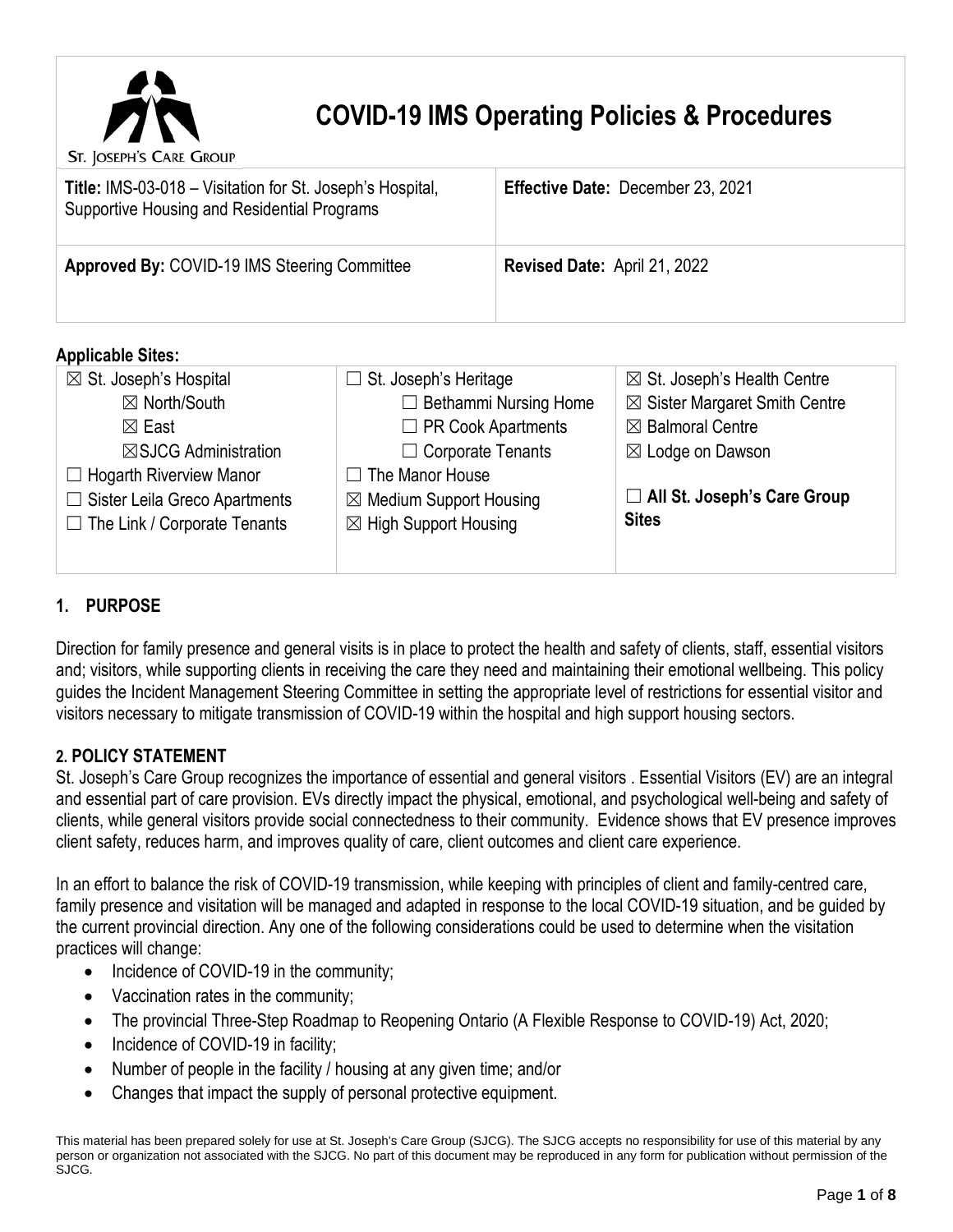# COVID-19 IMS Operating Policies & Procedures

St. Joseph's Care Group

| **Title:** IMS-03-018 – Visitation for St. Joseph's Hospital, Supportive Housing and Residential Programs | **Effective Date:** December 23, 2021 |
|---|---|
| **Approved By:** COVID-19 IMS Steering Committee | **Revised Date:** April 21, 2022 |

**Applicable Sites:**

| | | |
|---|---|---|
| ☒ St. Joseph's Hospital<br>☒ North/South<br>☒ East<br>☒SJCG Administration<br>☐ Hogarth Riverview Manor<br>☐ Sister Leila Greco Apartments<br>☐ The Link / Corporate Tenants | ☐ St. Joseph's Heritage<br>☐ Bethammi Nursing Home<br>☐ PR Cook Apartments<br>☐ Corporate Tenants<br>☐ The Manor House<br>☒ Medium Support Housing<br>☒ High Support Housing | ☒ St. Joseph's Health Centre<br>☒ Sister Margaret Smith Centre<br>☒ Balmoral Centre<br>☒ Lodge on Dawson<br><br>☐ **All St. Joseph's Care Group Sites** |

## 1. PURPOSE

Direction for family presence and general visits is in place to protect the health and safety of clients, staff, essential visitors and; visitors, while supporting clients in receiving the care they need and maintaining their emotional wellbeing. This policy guides the Incident Management Steering Committee in setting the appropriate level of restrictions for essential visitor and visitors necessary to mitigate transmission of COVID-19 within the hospital and high support housing sectors.

## 2. POLICY STATEMENT

St. Joseph's Care Group recognizes the importance of essential and general visitors . Essential Visitors (EV) are an integral and essential part of care provision. EVs directly impact the physical, emotional, and psychological well-being and safety of clients, while general visitors provide social connectedness to their community. Evidence shows that EV presence improves client safety, reduces harm, and improves quality of care, client outcomes and client care experience.

In an effort to balance the risk of COVID-19 transmission, while keeping with principles of client and family-centred care, family presence and visitation will be managed and adapted in response to the local COVID-19 situation, and be guided by the current provincial direction. Any one of the following considerations could be used to determine when the visitation practices will change:

- Incidence of COVID-19 in the community;
- Vaccination rates in the community;
- The provincial Three-Step Roadmap to Reopening Ontario (A Flexible Response to COVID-19) Act, 2020;
- Incidence of COVID-19 in facility;
- Number of people in the facility / housing at any given time; and/or
- Changes that impact the supply of personal protective equipment.

This material has been prepared solely for use at St. Joseph's Care Group (SJCG). The SJCG accepts no responsibility for use of this material by any person or organization not associated with the SJCG. No part of this document may be reproduced in any form for publication without permission of the SJCG.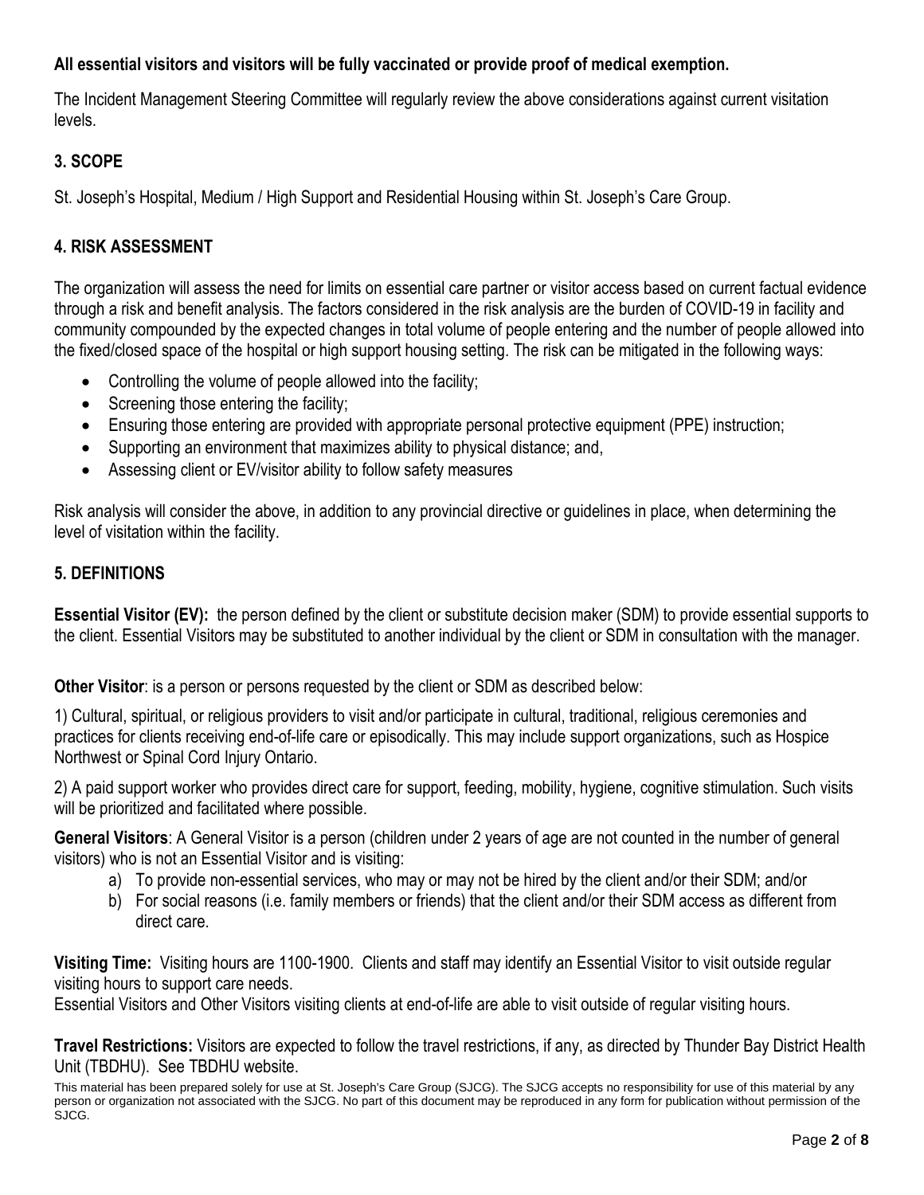**All essential visitors and visitors will be fully vaccinated or provide proof of medical exemption.**

The Incident Management Steering Committee will regularly review the above considerations against current visitation levels.

## 3. SCOPE

St. Joseph's Hospital, Medium / High Support and Residential Housing within St. Joseph's Care Group.

## 4. RISK ASSESSMENT

The organization will assess the need for limits on essential care partner or visitor access based on current factual evidence through a risk and benefit analysis. The factors considered in the risk analysis are the burden of COVID-19 in facility and community compounded by the expected changes in total volume of people entering and the number of people allowed into the fixed/closed space of the hospital or high support housing setting. The risk can be mitigated in the following ways:

- Controlling the volume of people allowed into the facility;
- Screening those entering the facility;
- Ensuring those entering are provided with appropriate personal protective equipment (PPE) instruction;
- Supporting an environment that maximizes ability to physical distance; and,
- Assessing client or EV/visitor ability to follow safety measures

Risk analysis will consider the above, in addition to any provincial directive or guidelines in place, when determining the level of visitation within the facility.

## 5. DEFINITIONS

**Essential Visitor (EV):** the person defined by the client or substitute decision maker (SDM) to provide essential supports to the client. Essential Visitors may be substituted to another individual by the client or SDM in consultation with the manager.

**Other Visitor**: is a person or persons requested by the client or SDM as described below:

1) Cultural, spiritual, or religious providers to visit and/or participate in cultural, traditional, religious ceremonies and practices for clients receiving end-of-life care or episodically. This may include support organizations, such as Hospice Northwest or Spinal Cord Injury Ontario.

2) A paid support worker who provides direct care for support, feeding, mobility, hygiene, cognitive stimulation. Such visits will be prioritized and facilitated where possible.

**General Visitors**: A General Visitor is a person (children under 2 years of age are not counted in the number of general visitors) who is not an Essential Visitor and is visiting:

a) To provide non-essential services, who may or may not be hired by the client and/or their SDM; and/or
b) For social reasons (i.e. family members or friends) that the client and/or their SDM access as different from direct care.

**Visiting Time:** Visiting hours are 1100-1900. Clients and staff may identify an Essential Visitor to visit outside regular visiting hours to support care needs.
Essential Visitors and Other Visitors visiting clients at end-of-life are able to visit outside of regular visiting hours.

**Travel Restrictions:** Visitors are expected to follow the travel restrictions, if any, as directed by Thunder Bay District Health Unit (TBDHU). See TBDHU website.

This material has been prepared solely for use at St. Joseph's Care Group (SJCG). The SJCG accepts no responsibility for use of this material by any person or organization not associated with the SJCG. No part of this document may be reproduced in any form for publication without permission of the SJCG.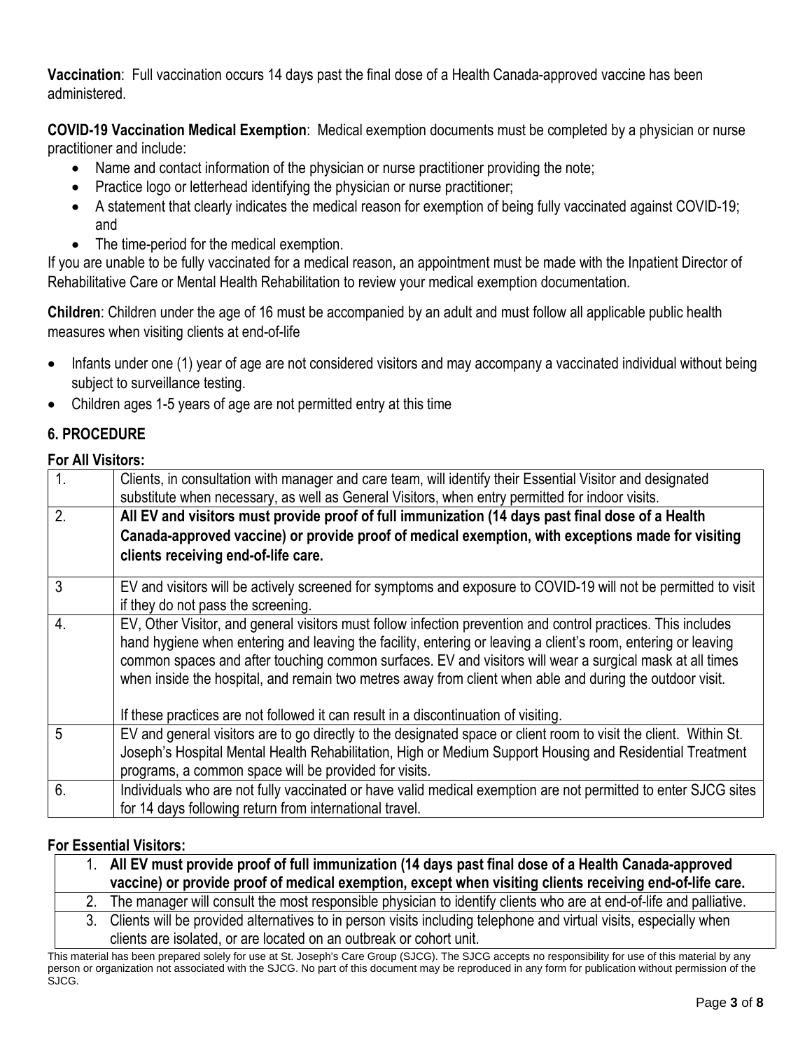**Vaccination**: Full vaccination occurs 14 days past the final dose of a Health Canada-approved vaccine has been administered.

**COVID-19 Vaccination Medical Exemption**: Medical exemption documents must be completed by a physician or nurse practitioner and include:

- Name and contact information of the physician or nurse practitioner providing the note;
- Practice logo or letterhead identifying the physician or nurse practitioner;
- A statement that clearly indicates the medical reason for exemption of being fully vaccinated against COVID-19; and
- The time-period for the medical exemption.

If you are unable to be fully vaccinated for a medical reason, an appointment must be made with the Inpatient Director of Rehabilitative Care or Mental Health Rehabilitation to review your medical exemption documentation.

**Children**: Children under the age of 16 must be accompanied by an adult and must follow all applicable public health measures when visiting clients at end-of-life

- Infants under one (1) year of age are not considered visitors and may accompany a vaccinated individual without being subject to surveillance testing.
- Children ages 1-5 years of age are not permitted entry at this time

## 6. PROCEDURE

### For All Visitors:

| | |
|---|---|
| 1. | Clients, in consultation with manager and care team, will identify their Essential Visitor and designated substitute when necessary, as well as General Visitors, when entry permitted for indoor visits. |
| 2. | **All EV and visitors must provide proof of full immunization (14 days past final dose of a Health Canada-approved vaccine) or provide proof of medical exemption, with exceptions made for visiting clients receiving end-of-life care.** |
| 3 | EV and visitors will be actively screened for symptoms and exposure to COVID-19 will not be permitted to visit if they do not pass the screening. |
| 4. | EV, Other Visitor, and general visitors must follow infection prevention and control practices. This includes hand hygiene when entering and leaving the facility, entering or leaving a client's room, entering or leaving common spaces and after touching common surfaces. EV and visitors will wear a surgical mask at all times when inside the hospital, and remain two metres away from client when able and during the outdoor visit.<br><br>If these practices are not followed it can result in a discontinuation of visiting. |
| 5 | EV and general visitors are to go directly to the designated space or client room to visit the client. Within St. Joseph's Hospital Mental Health Rehabilitation, High or Medium Support Housing and Residential Treatment programs, a common space will be provided for visits. |
| 6. | Individuals who are not fully vaccinated or have valid medical exemption are not permitted to enter SJCG sites for 14 days following return from international travel. |

### For Essential Visitors:

1. **All EV must provide proof of full immunization (14 days past final dose of a Health Canada-approved vaccine) or provide proof of medical exemption, except when visiting clients receiving end-of-life care.**
2. The manager will consult the most responsible physician to identify clients who are at end-of-life and palliative.
3. Clients will be provided alternatives to in person visits including telephone and virtual visits, especially when clients are isolated, or are located on an outbreak or cohort unit.

This material has been prepared solely for use at St. Joseph's Care Group (SJCG). The SJCG accepts no responsibility for use of this material by any person or organization not associated with the SJCG. No part of this document may be reproduced in any form for publication without permission of the SJCG.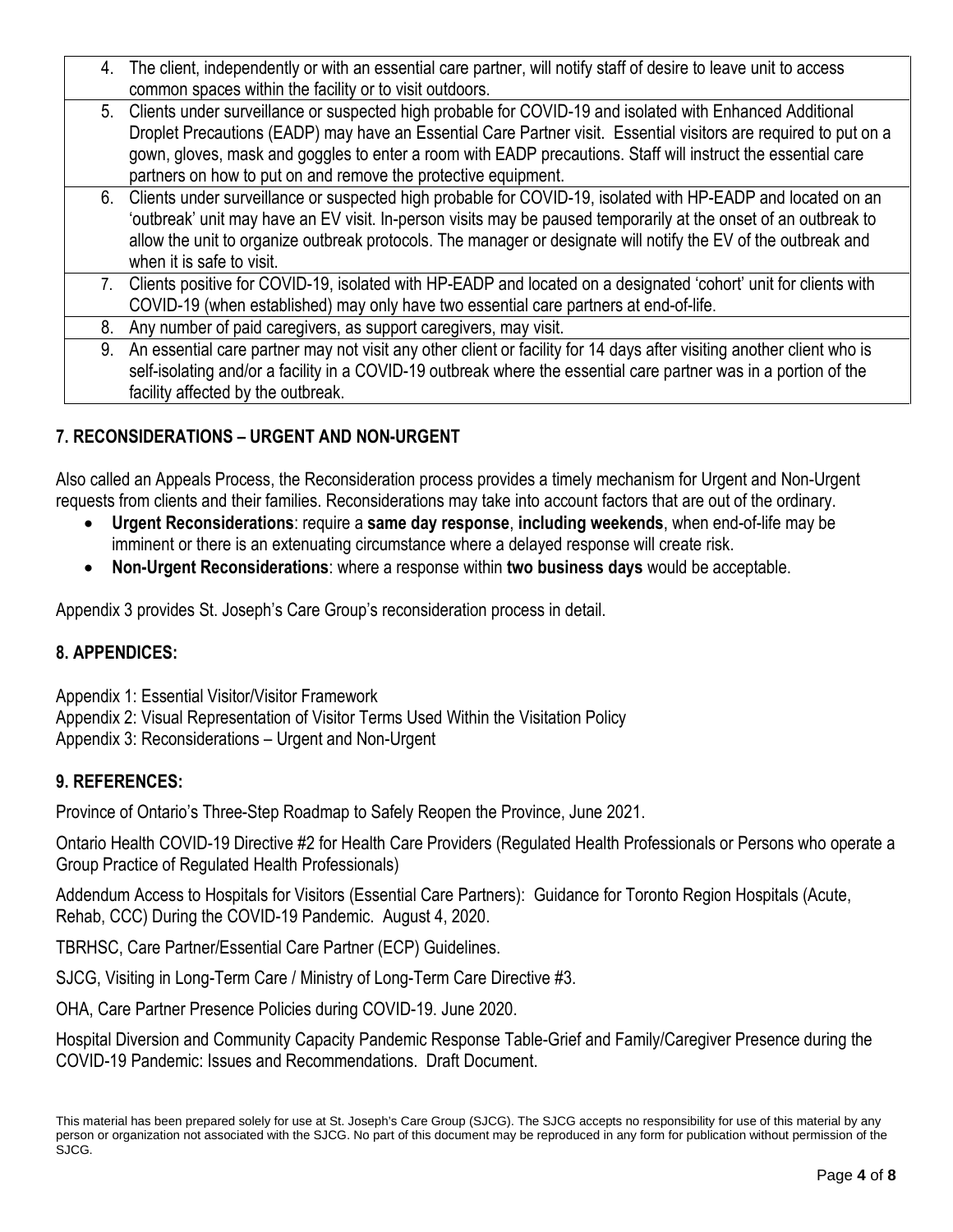| |
|---|
| 4. The client, independently or with an essential care partner, will notify staff of desire to leave unit to access common spaces within the facility or to visit outdoors. |
| 5. Clients under surveillance or suspected high probable for COVID-19 and isolated with Enhanced Additional Droplet Precautions (EADP) may have an Essential Care Partner visit. Essential visitors are required to put on a gown, gloves, mask and goggles to enter a room with EADP precautions. Staff will instruct the essential care partners on how to put on and remove the protective equipment. |
| 6. Clients under surveillance or suspected high probable for COVID-19, isolated with HP-EADP and located on an 'outbreak' unit may have an EV visit. In-person visits may be paused temporarily at the onset of an outbreak to allow the unit to organize outbreak protocols. The manager or designate will notify the EV of the outbreak and when it is safe to visit. |
| 7. Clients positive for COVID-19, isolated with HP-EADP and located on a designated 'cohort' unit for clients with COVID-19 (when established) may only have two essential care partners at end-of-life. |
| 8. Any number of paid caregivers, as support caregivers, may visit. |
| 9. An essential care partner may not visit any other client or facility for 14 days after visiting another client who is self-isolating and/or a facility in a COVID-19 outbreak where the essential care partner was in a portion of the facility affected by the outbreak. |

## 7. RECONSIDERATIONS – URGENT AND NON-URGENT

Also called an Appeals Process, the Reconsideration process provides a timely mechanism for Urgent and Non-Urgent requests from clients and their families. Reconsiderations may take into account factors that are out of the ordinary.

- **Urgent Reconsiderations**: require a **same day response**, **including weekends**, when end-of-life may be imminent or there is an extenuating circumstance where a delayed response will create risk.
- **Non-Urgent Reconsiderations**: where a response within **two business days** would be acceptable.

Appendix 3 provides St. Joseph's Care Group's reconsideration process in detail.

## 8. APPENDICES:

Appendix 1: Essential Visitor/Visitor Framework
Appendix 2: Visual Representation of Visitor Terms Used Within the Visitation Policy
Appendix 3: Reconsiderations – Urgent and Non-Urgent

## 9. REFERENCES:

Province of Ontario's Three-Step Roadmap to Safely Reopen the Province, June 2021.

Ontario Health COVID-19 Directive #2 for Health Care Providers (Regulated Health Professionals or Persons who operate a Group Practice of Regulated Health Professionals)

Addendum Access to Hospitals for Visitors (Essential Care Partners): Guidance for Toronto Region Hospitals (Acute, Rehab, CCC) During the COVID-19 Pandemic. August 4, 2020.

TBRHSC, Care Partner/Essential Care Partner (ECP) Guidelines.

SJCG, Visiting in Long-Term Care / Ministry of Long-Term Care Directive #3.

OHA, Care Partner Presence Policies during COVID-19. June 2020.

Hospital Diversion and Community Capacity Pandemic Response Table-Grief and Family/Caregiver Presence during the COVID-19 Pandemic: Issues and Recommendations. Draft Document.

This material has been prepared solely for use at St. Joseph's Care Group (SJCG). The SJCG accepts no responsibility for use of this material by any person or organization not associated with the SJCG. No part of this document may be reproduced in any form for publication without permission of the SJCG.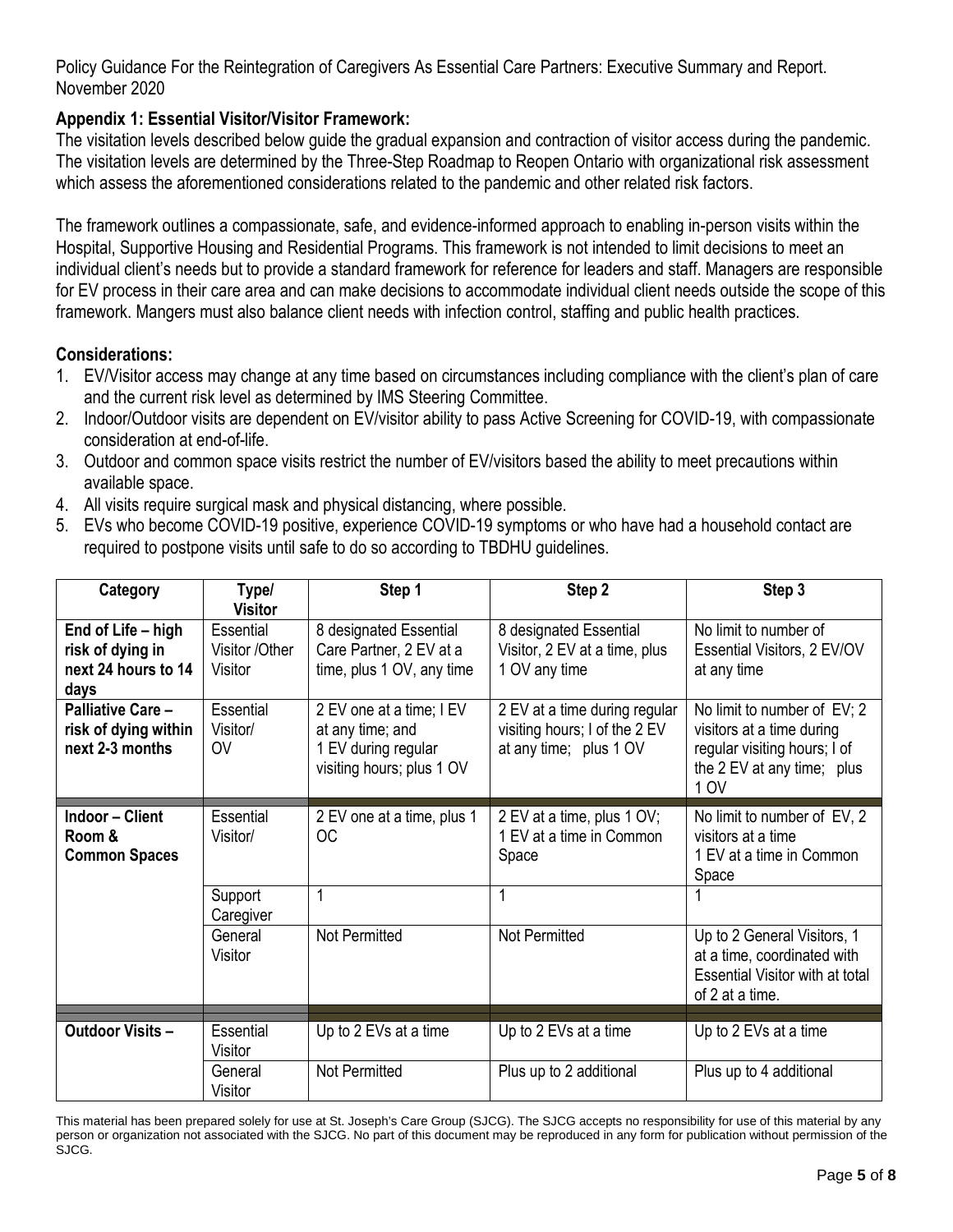Policy Guidance For the Reintegration of Caregivers As Essential Care Partners: Executive Summary and Report. November 2020

**Appendix 1: Essential Visitor/Visitor Framework:**

The visitation levels described below guide the gradual expansion and contraction of visitor access during the pandemic. The visitation levels are determined by the Three-Step Roadmap to Reopen Ontario with organizational risk assessment which assess the aforementioned considerations related to the pandemic and other related risk factors.

The framework outlines a compassionate, safe, and evidence-informed approach to enabling in-person visits within the Hospital, Supportive Housing and Residential Programs. This framework is not intended to limit decisions to meet an individual client's needs but to provide a standard framework for reference for leaders and staff. Managers are responsible for EV process in their care area and can make decisions to accommodate individual client needs outside the scope of this framework. Mangers must also balance client needs with infection control, staffing and public health practices.

**Considerations:**

1. EV/Visitor access may change at any time based on circumstances including compliance with the client's plan of care and the current risk level as determined by IMS Steering Committee.
2. Indoor/Outdoor visits are dependent on EV/visitor ability to pass Active Screening for COVID-19, with compassionate consideration at end-of-life.
3. Outdoor and common space visits restrict the number of EV/visitors based the ability to meet precautions within available space.
4. All visits require surgical mask and physical distancing, where possible.
5. EVs who become COVID-19 positive, experience COVID-19 symptoms or who have had a household contact are required to postpone visits until safe to do so according to TBDHU guidelines.

| Category | Type/ Visitor | Step 1 | Step 2 | Step 3 |
|---|---|---|---|---|
| **End of Life – high risk of dying in next 24 hours to 14 days** | Essential Visitor /Other Visitor | 8 designated Essential Care Partner, 2 EV at a time, plus 1 OV, any time | 8 designated Essential Visitor, 2 EV at a time, plus 1 OV any time | No limit to number of Essential Visitors, 2 EV/OV at any time |
| **Palliative Care – risk of dying within next 2-3 months** | Essential Visitor/ OV | 2 EV one at a time; I EV at any time; and 1 EV during regular visiting hours; plus 1 OV | 2 EV at a time during regular visiting hours; I of the 2 EV at any time; plus 1 OV | No limit to number of EV; 2 visitors at a time during regular visiting hours; I of the 2 EV at any time; plus 1 OV |
| **Indoor – Client Room & Common Spaces** | Essential Visitor/ | 2 EV one at a time, plus 1 OC | 2 EV at a time, plus 1 OV; 1 EV at a time in Common Space | No limit to number of EV, 2 visitors at a time 1 EV at a time in Common Space |
| | Support Caregiver | 1 | 1 | 1 |
| | General Visitor | Not Permitted | Not Permitted | Up to 2 General Visitors, 1 at a time, coordinated with Essential Visitor with at total of 2 at a time. |
| **Outdoor Visits –** | Essential Visitor | Up to 2 EVs at a time | Up to 2 EVs at a time | Up to 2 EVs at a time |
| | General Visitor | Not Permitted | Plus up to 2 additional | Plus up to 4 additional |

This material has been prepared solely for use at St. Joseph's Care Group (SJCG). The SJCG accepts no responsibility for use of this material by any person or organization not associated with the SJCG. No part of this document may be reproduced in any form for publication without permission of the SJCG.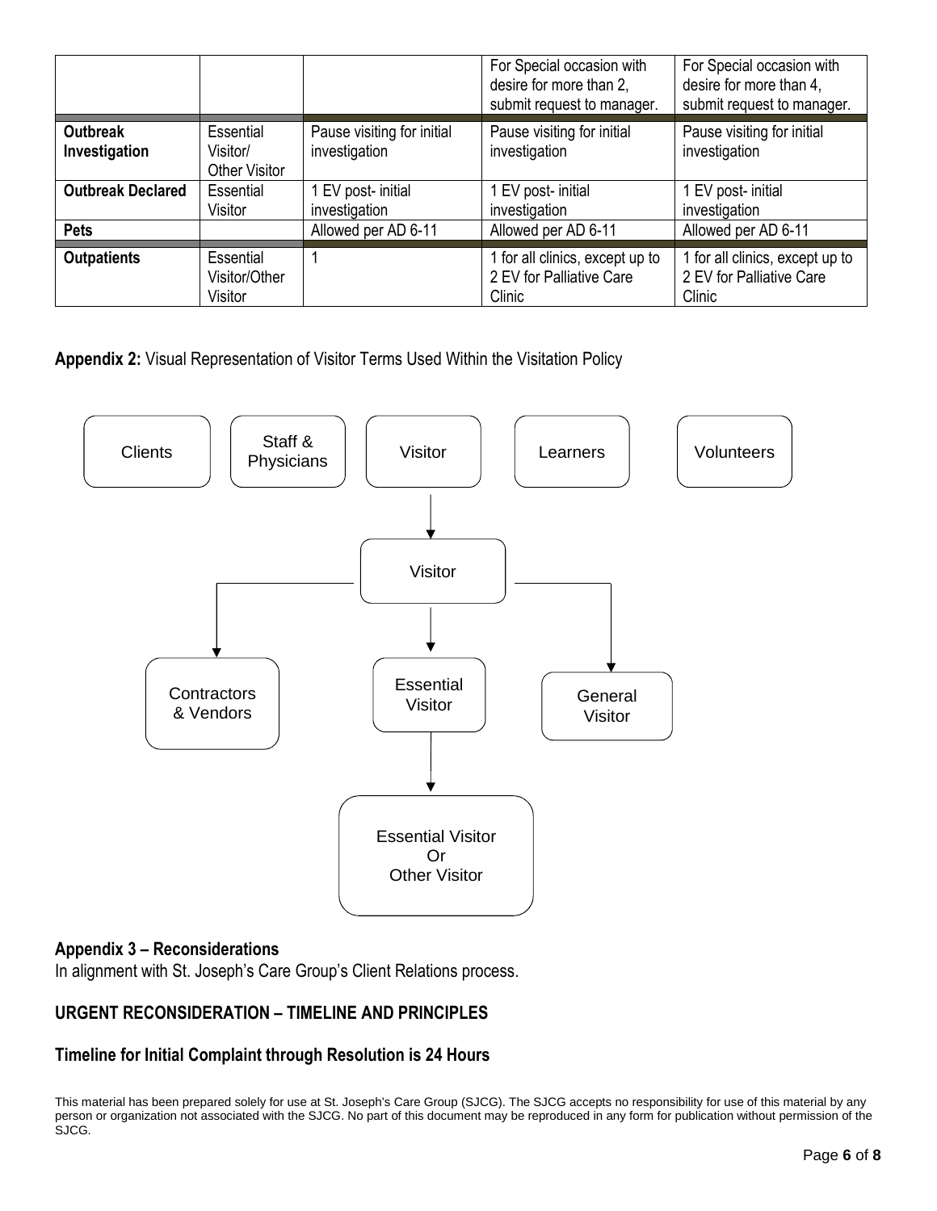|  |  |  | For Special occasion with desire for more than 2, submit request to manager. | For Special occasion with desire for more than 4, submit request to manager. |
|---|---|---|---|---|
| **Outbreak Investigation** | Essential Visitor/ Other Visitor | Pause visiting for initial investigation | Pause visiting for initial investigation | Pause visiting for initial investigation |
| **Outbreak Declared** | Essential Visitor | 1 EV post- initial investigation | 1 EV post- initial investigation | 1 EV post- initial investigation |
| **Pets** |  | Allowed per AD 6-11 | Allowed per AD 6-11 | Allowed per AD 6-11 |
| **Outpatients** | Essential Visitor/Other Visitor | 1 | 1 for all clinics, except up to 2 EV for Palliative Care Clinic | 1 for all clinics, except up to 2 EV for Palliative Care Clinic |

**Appendix 2:** Visual Representation of Visitor Terms Used Within the Visitation Policy

Clients | Staff & Physicians | Visitor | Learners | Volunteers

Visitor → Visitor

Visitor → Contractors & Vendors | Essential Visitor | General Visitor

Essential Visitor → Essential Visitor Or Other Visitor

### Appendix 3 – Reconsiderations

In alignment with St. Joseph's Care Group's Client Relations process.

### URGENT RECONSIDERATION – TIMELINE AND PRINCIPLES

### Timeline for Initial Complaint through Resolution is 24 Hours

This material has been prepared solely for use at St. Joseph's Care Group (SJCG). The SJCG accepts no responsibility for use of this material by any person or organization not associated with the SJCG. No part of this document may be reproduced in any form for publication without permission of the SJCG.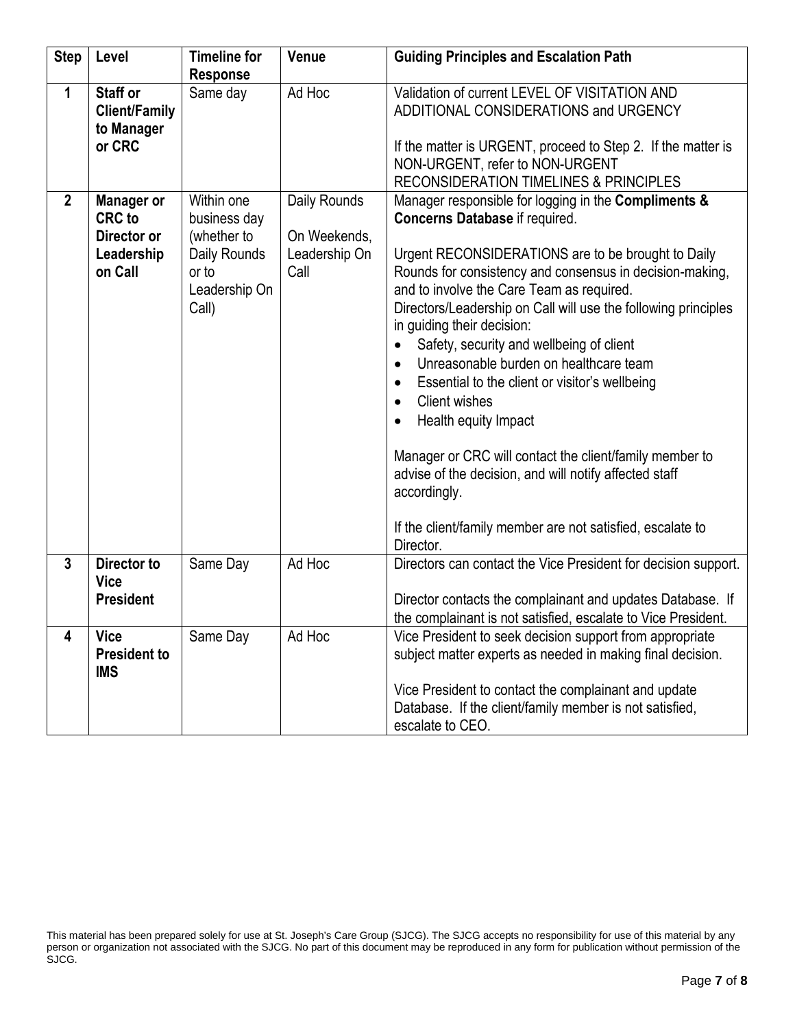| Step | Level | Timeline for Response | Venue | Guiding Principles and Escalation Path |
|---|---|---|---|---|
| **1** | **Staff or Client/Family to Manager or CRC** | Same day | Ad Hoc | Validation of current LEVEL OF VISITATION AND ADDITIONAL CONSIDERATIONS and URGENCY<br><br>If the matter is URGENT, proceed to Step 2. If the matter is NON-URGENT, refer to NON-URGENT RECONSIDERATION TIMELINES & PRINCIPLES |
| **2** | **Manager or CRC to Director or Leadership on Call** | Within one business day (whether to Daily Rounds or to Leadership On Call) | Daily Rounds<br><br>On Weekends, Leadership On Call | Manager responsible for logging in the **Compliments & Concerns Database** if required.<br><br>Urgent RECONSIDERATIONS are to be brought to Daily Rounds for consistency and consensus in decision-making, and to involve the Care Team as required.<br>Directors/Leadership on Call will use the following principles in guiding their decision:<br>• Safety, security and wellbeing of client<br>• Unreasonable burden on healthcare team<br>• Essential to the client or visitor's wellbeing<br>• Client wishes<br>• Health equity Impact<br><br>Manager or CRC will contact the client/family member to advise of the decision, and will notify affected staff accordingly.<br><br>If the client/family member are not satisfied, escalate to Director. |
| **3** | **Director to Vice President** | Same Day | Ad Hoc | Directors can contact the Vice President for decision support.<br><br>Director contacts the complainant and updates Database. If the complainant is not satisfied, escalate to Vice President. |
| **4** | **Vice President to IMS** | Same Day | Ad Hoc | Vice President to seek decision support from appropriate subject matter experts as needed in making final decision.<br><br>Vice President to contact the complainant and update Database. If the client/family member is not satisfied, escalate to CEO. |

This material has been prepared solely for use at St. Joseph's Care Group (SJCG). The SJCG accepts no responsibility for use of this material by any person or organization not associated with the SJCG. No part of this document may be reproduced in any form for publication without permission of the SJCG.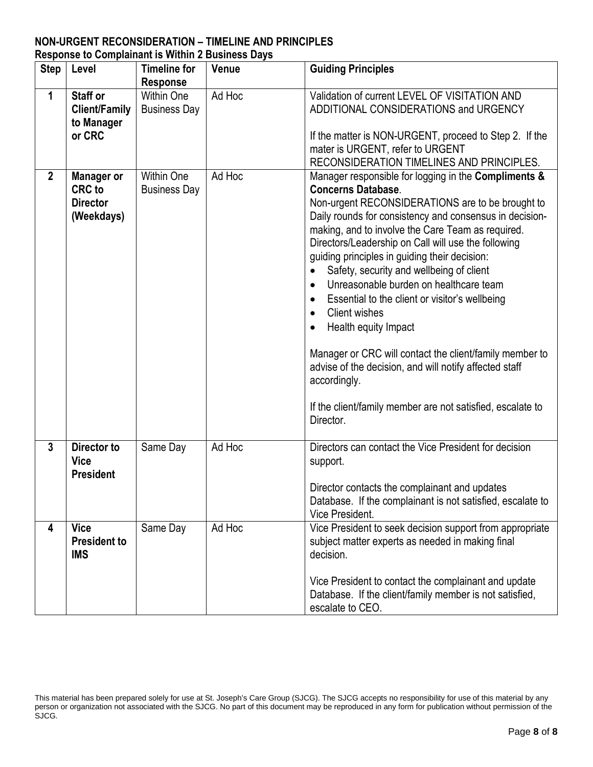## NON-URGENT RECONSIDERATION – TIMELINE AND PRINCIPLES

### Response to Complainant is Within 2 Business Days

| Step | Level | Timeline for Response | Venue | Guiding Principles |
|---|---|---|---|---|
| **1** | **Staff or Client/Family to Manager or CRC** | Within One Business Day | Ad Hoc | Validation of current LEVEL OF VISITATION AND ADDITIONAL CONSIDERATIONS and URGENCY<br><br>If the matter is NON-URGENT, proceed to Step 2. If the mater is URGENT, refer to URGENT RECONSIDERATION TIMELINES AND PRINCIPLES. |
| **2** | **Manager or CRC to Director (Weekdays)** | Within One Business Day | Ad Hoc | Manager responsible for logging in the **Compliments & Concerns Database**.<br>Non-urgent RECONSIDERATIONS are to be brought to Daily rounds for consistency and consensus in decision-making, and to involve the Care Team as required.<br>Directors/Leadership on Call will use the following guiding principles in guiding their decision:<br>• Safety, security and wellbeing of client<br>• Unreasonable burden on healthcare team<br>• Essential to the client or visitor's wellbeing<br>• Client wishes<br>• Health equity Impact<br><br>Manager or CRC will contact the client/family member to advise of the decision, and will notify affected staff accordingly.<br><br>If the client/family member are not satisfied, escalate to Director. |
| **3** | **Director to Vice President** | Same Day | Ad Hoc | Directors can contact the Vice President for decision support.<br><br>Director contacts the complainant and updates Database. If the complainant is not satisfied, escalate to Vice President. |
| **4** | **Vice President to IMS** | Same Day | Ad Hoc | Vice President to seek decision support from appropriate subject matter experts as needed in making final decision.<br><br>Vice President to contact the complainant and update Database. If the client/family member is not satisfied, escalate to CEO. |

This material has been prepared solely for use at St. Joseph's Care Group (SJCG). The SJCG accepts no responsibility for use of this material by any person or organization not associated with the SJCG. No part of this document may be reproduced in any form for publication without permission of the SJCG.